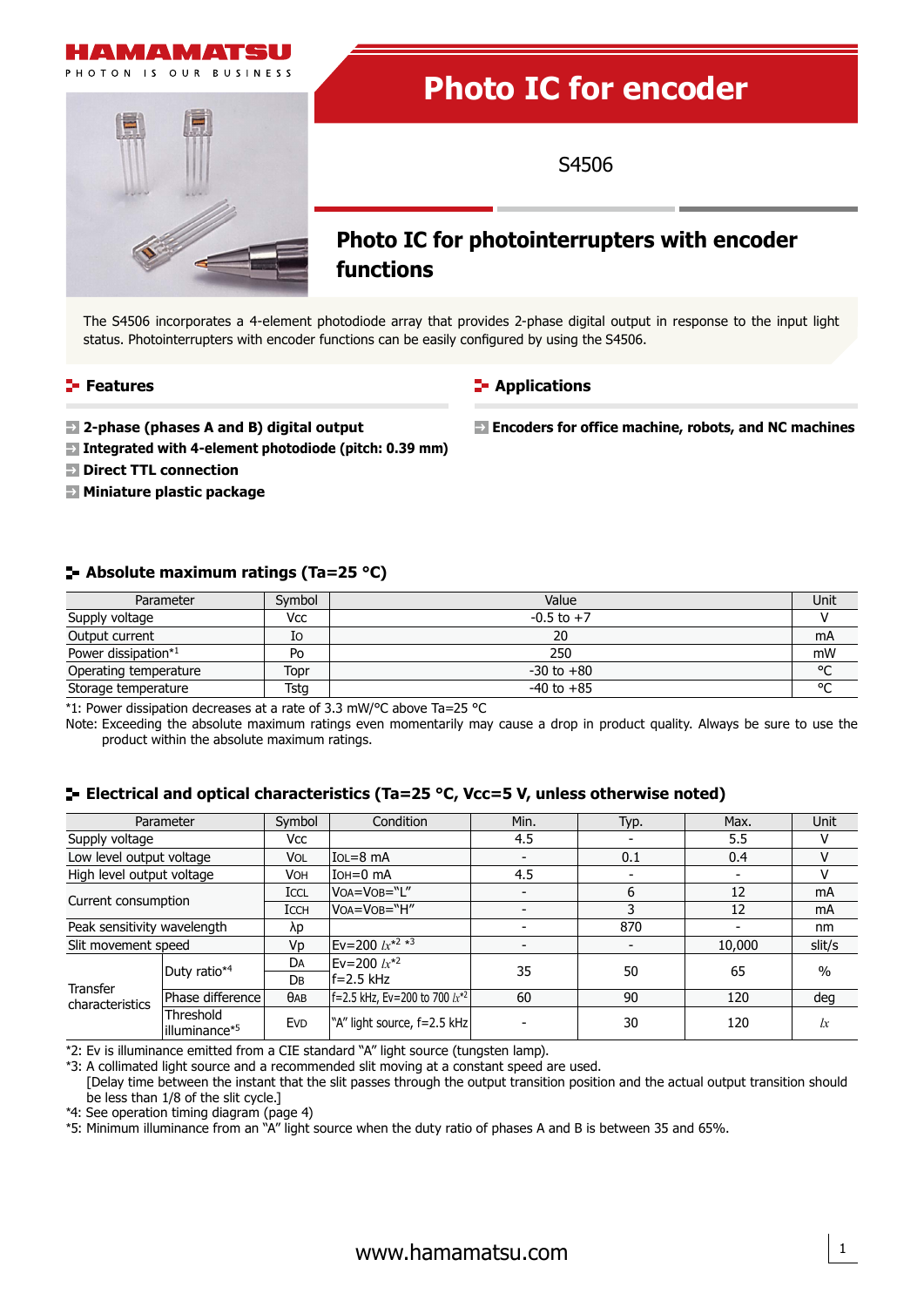HAMAMATSU

PHOTON IS OUR BUSINESS

# Photo IC for encoder

S4506

## Photo IC for photointerrupters with encoder functions

The S4506 incorporates a 4-element photodiode array that provides 2-phase digital output in response to the input light status. Photointerrupters with encoder functions can be easily configured by using the S4506.

### Features

- **2-phase (phases A and B) digital output**
- **Integrated with 4-element photodiode (pitch: 0.39 mm)**
- **Direct TTL connection**
- **Miniature plastic package**

### Applications

- **Encoders for office machine, robots, and NC machines**

### Absolute maximum ratings (Ta=25 °C)

| Parameter | Symbol | Value | Unit |
|---|---|---|---|
| Supply voltage | Vcc | -0.5 to +7 | V |
| Output current | Io | 20 | mA |
| Power dissipation*1 | Po | 250 | mW |
| Operating temperature | Topr | -30 to +80 | °C |
| Storage temperature | Tstg | -40 to +85 | °C |

*1: Power dissipation decreases at a rate of 3.3 mW/°C above Ta=25 °C

Note: Exceeding the absolute maximum ratings even momentarily may cause a drop in product quality. Always be sure to use the product within the absolute maximum ratings.

### Electrical and optical characteristics (Ta=25 °C, Vcc=5 V, unless otherwise noted)

| Parameter | | Symbol | Condition | Min. | Typ. | Max. | Unit |
|---|---|---|---|---|---|---|---|
| Supply voltage | | Vcc | | 4.5 | - | 5.5 | V |
| Low level output voltage | | VOL | IOL=8 mA | - | 0.1 | 0.4 | V |
| High level output voltage | | VOH | IOH=0 mA | 4.5 | - | - | V |
| Current consumption | | ICCL | VOA=VOB="L" | - | 6 | 12 | mA |
| | | ICCH | VOA=VOB="H" | - | 3 | 12 | mA |
| Peak sensitivity wavelength | | λp | | - | 870 | - | nm |
| Slit movement speed | | Vp | Ev=200 *lx* *2 *3 | - | - | 10,000 | slit/s |
| Transfer characteristics | Duty ratio*4 | DA, DB | Ev=200 *lx* *2, f=2.5 kHz | 35 | 50 | 65 | % |
| | Phase difference | θAB | f=2.5 kHz, Ev=200 to 700 *lx* *2 | 60 | 90 | 120 | deg |
| | Threshold illuminance*5 | EVD | "A" light source, f=2.5 kHz | - | 30 | 120 | *lx* |

*2: Ev is illuminance emitted from a CIE standard "A" light source (tungsten lamp).

*3: A collimated light source and a recommended slit moving at a constant speed are used.
[Delay time between the instant that the slit passes through the output transition position and the actual output transition should be less than 1/8 of the slit cycle.]

*4: See operation timing diagram (page 4)

*5: Minimum illuminance from an "A" light source when the duty ratio of phases A and B is between 35 and 65%.

www.hamamatsu.com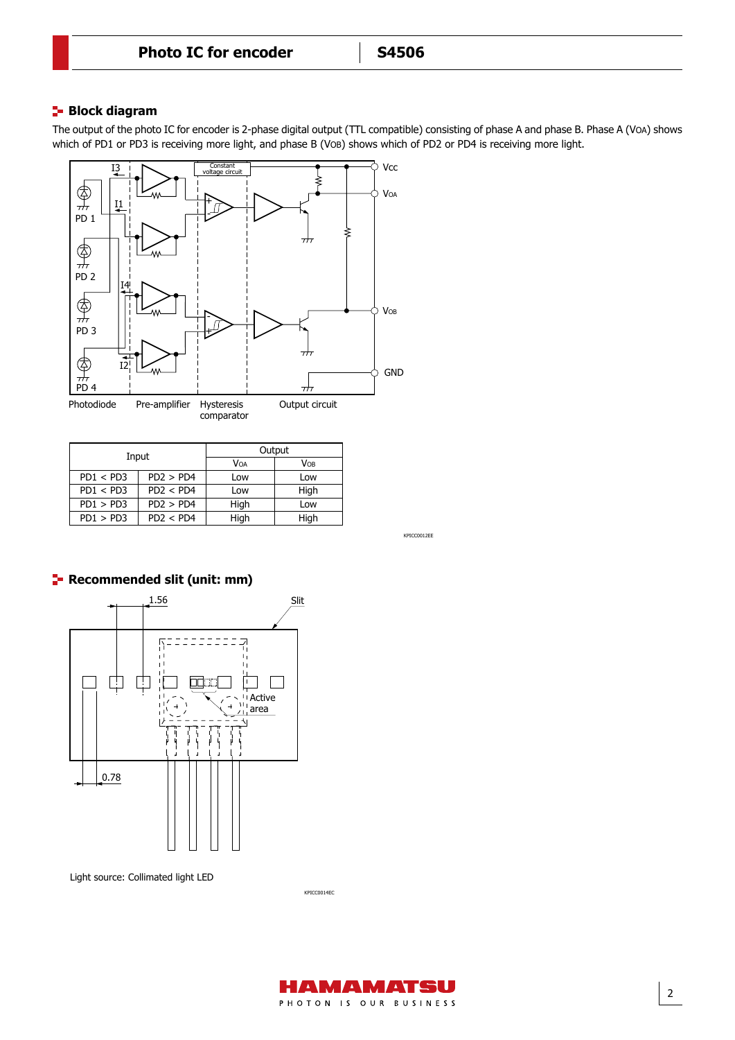## Block diagram

The output of the photo IC for encoder is 2-phase digital output (TTL compatible) consisting of phase A and phase B. Phase A ($V_{OA}$) shows which of PD1 or PD3 is receiving more light, and phase B ($V_{OB}$) shows which of PD2 or PD4 is receiving more light.

| Input | | Output | |
|---|---|---|---|
| | | $V_{OA}$ | $V_{OB}$ |
| PD1 < PD3 | PD2 > PD4 | Low | Low |
| PD1 < PD3 | PD2 < PD4 | Low | High |
| PD1 > PD3 | PD2 > PD4 | High | Low |
| PD1 > PD3 | PD2 < PD4 | High | High |

KPICC0012EE

## Recommended slit (unit: mm)

Light source: Collimated light LED

KPICC0014EC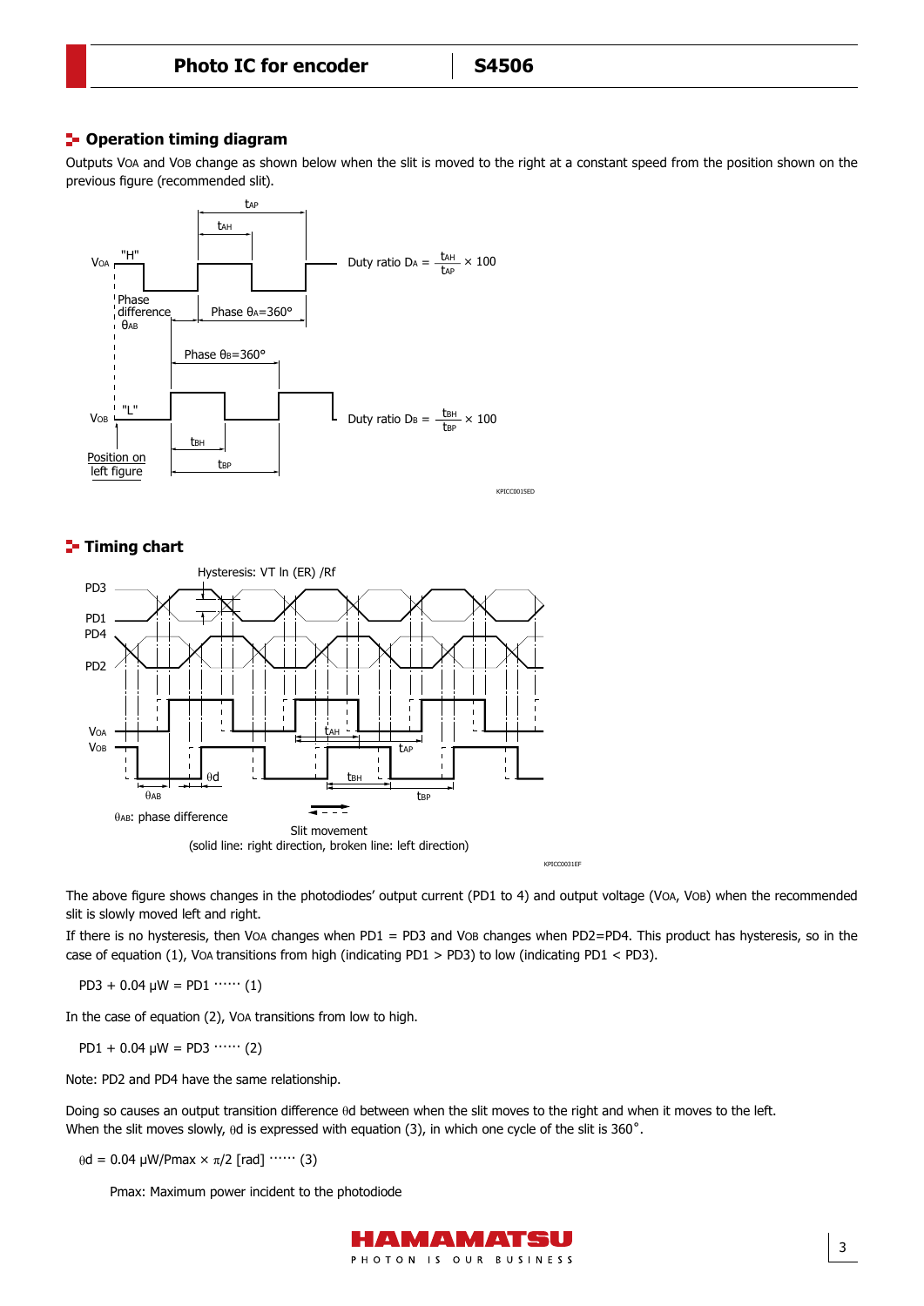## Operation timing diagram

Outputs $V_{OA}$ and $V_{OB}$ change as shown below when the slit is moved to the right at a constant speed from the position shown on the previous figure (recommended slit).

Duty ratio $D_A = \frac{t_{AH}}{t_{AP}} \times 100$

Duty ratio $D_B = \frac{t_{BH}}{t_{BP}} \times 100$

KPICC0015ED

## Timing chart

KPICC0031EF

The above figure shows changes in the photodiodes' output current (PD1 to 4) and output voltage ($V_{OA}$, $V_{OB}$) when the recommended slit is slowly moved left and right.

If there is no hysteresis, then $V_{OA}$ changes when PD1 = PD3 and $V_{OB}$ changes when PD2=PD4. This product has hysteresis, so in the case of equation (1), $V_{OA}$ transitions from high (indicating PD1 > PD3) to low (indicating PD1 < PD3).

$$\text{PD3} + 0.04\ \mu\text{W} = \text{PD1} \quad \cdots\cdots (1)$$

In the case of equation (2), $V_{OA}$ transitions from low to high.

$$\text{PD1} + 0.04\ \mu\text{W} = \text{PD3} \quad \cdots\cdots (2)$$

Note: PD2 and PD4 have the same relationship.

Doing so causes an output transition difference $\theta d$ between when the slit moves to the right and when it moves to the left.
When the slit moves slowly, $\theta d$ is expressed with equation (3), in which one cycle of the slit is 360°.

$$\theta d = 0.04\ \mu\text{W}/\text{Pmax} \times \pi/2\ [\text{rad}] \quad \cdots\cdots (3)$$

Pmax: Maximum power incident to the photodiode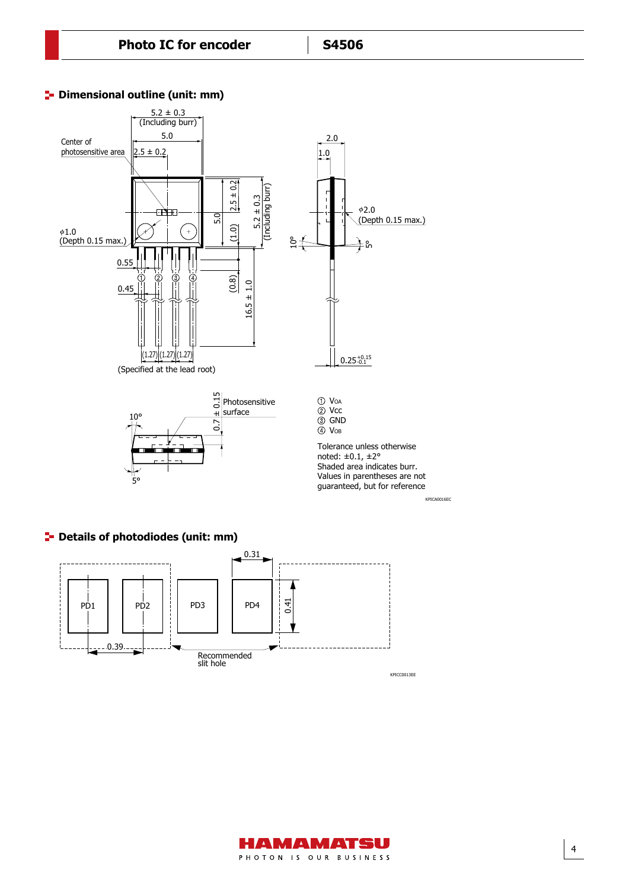## Dimensional outline (unit: mm)

① $V_{OA}$
② Vcc
③ GND
④ $V_{OB}$

Tolerance unless otherwise noted: ±0.1, ±2°
Shaded area indicates burr.
Values in parentheses are not guaranteed, but for reference

KPICA0016EC

## Details of photodiodes (unit: mm)

KPICC0013EE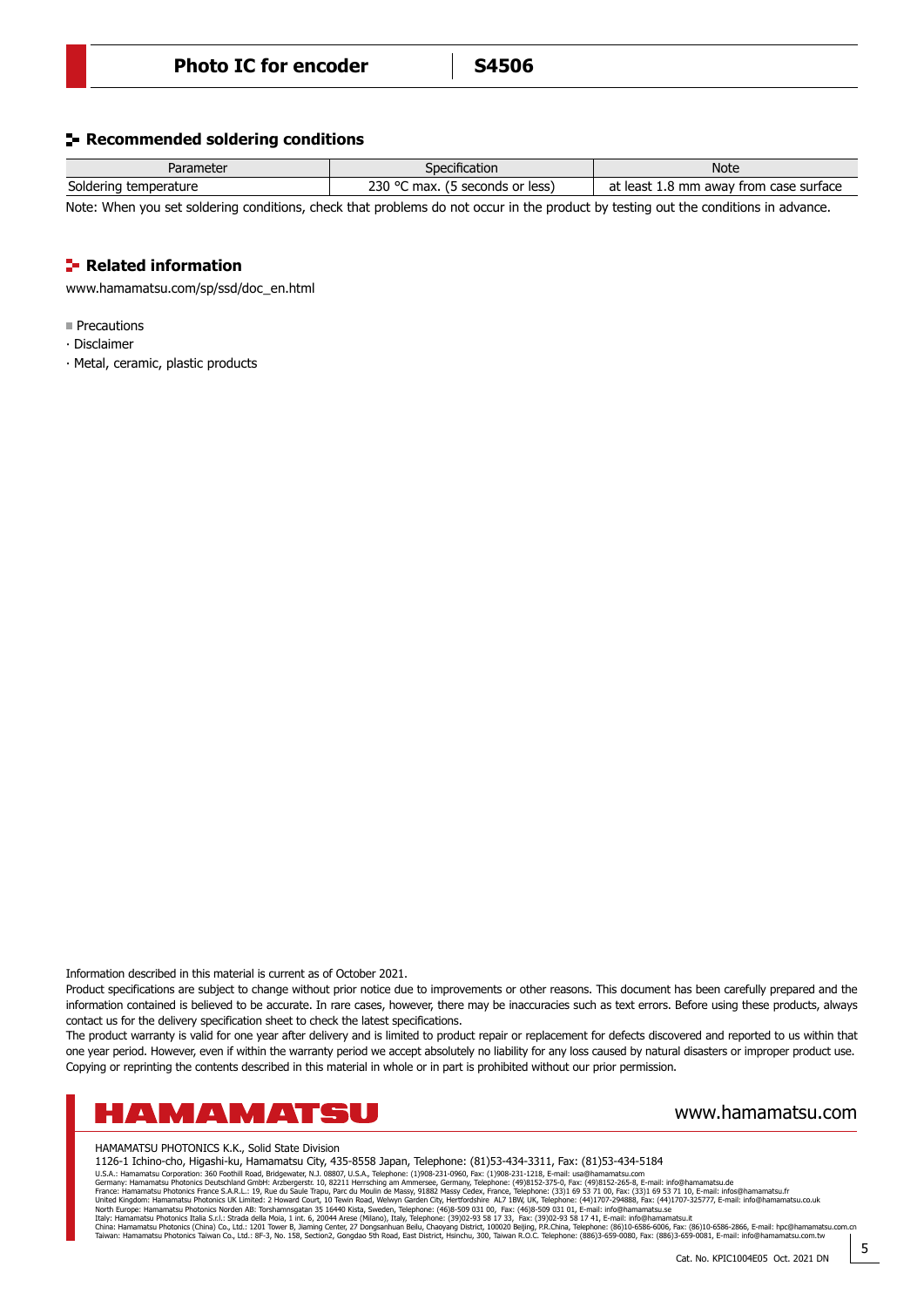## Recommended soldering conditions

| Parameter | Specification | Note |
|---|---|---|
| Soldering temperature | 230 °C max. (5 seconds or less) | at least 1.8 mm away from case surface |

Note: When you set soldering conditions, check that problems do not occur in the product by testing out the conditions in advance.

## Related information

www.hamamatsu.com/sp/ssd/doc_en.html

■ Precautions
· Disclaimer
· Metal, ceramic, plastic products

Information described in this material is current as of October 2021.

Product specifications are subject to change without prior notice due to improvements or other reasons. This document has been carefully prepared and the information contained is believed to be accurate. In rare cases, however, there may be inaccuracies such as text errors. Before using these products, always contact us for the delivery specification sheet to check the latest specifications.

The product warranty is valid for one year after delivery and is limited to product repair or replacement for defects discovered and reported to us within that one year period. However, even if within the warranty period we accept absolutely no liability for any loss caused by natural disasters or improper product use.

Copying or reprinting the contents described in this material in whole or in part is prohibited without our prior permission.

**HAMAMATSU**

www.hamamatsu.com

HAMAMATSU PHOTONICS K.K., Solid State Division
1126-1 Ichino-cho, Higashi-ku, Hamamatsu City, 435-8558 Japan, Telephone: (81)53-434-3311, Fax: (81)53-434-5184
U.S.A.: Hamamatsu Corporation: 360 Foothill Road, Bridgewater, N.J. 08807, U.S.A., Telephone: (1)908-231-0960, Fax: (1)908-231-1218, E-mail: usa@hamamatsu.com
Germany: Hamamatsu Photonics Deutschland GmbH: Arzbergerstr. 10, 82211 Herrsching am Ammersee, Germany, Telephone: (49)8152-375-0, Fax: (49)8152-265-8, E-mail: info@hamamatsu.de
France: Hamamatsu Photonics France S.A.R.L.: 19, Rue du Saule Trapu, Parc du Moulin de Massy, 91882 Massy Cedex, France, Telephone: (33)1 69 53 71 00, Fax: (33)1 69 53 71 10, E-mail: infos@hamamatsu.fr
United Kingdom: Hamamatsu Photonics UK Limited: 2 Howard Court, 10 Tewin Road, Welwyn Garden City, Hertfordshire AL7 1BW, UK, Telephone: (44)1707-294888, Fax: (44)1707-325777, E-mail: info@hamamatsu.co.uk
North Europe: Hamamatsu Photonics Norden AB: Torshamnsgatan 35 16440 Kista, Sweden, Telephone: (46)8-509 031 00, Fax: (46)8-509 031 01, E-mail: info@hamamatsu.se
Italy: Hamamatsu Photonics Italia S.r.l.: Strada della Moia, 1 int. 6, 20044 Arese (Milano), Italy, Telephone: (39)02-93 58 17 33, Fax: (39)02-93 58 17 41, E-mail: info@hamamatsu.it
China: Hamamatsu Photonics (China) Co., Ltd.: 1201 Tower B, Jiaming Center, 27 Dongsanhuan Beilu, Chaoyang District, 100020 Beijing, P.R.China, Telephone: (86)10-6586-6006, Fax: (86)10-6586-2866, E-mail: hpc@hamamatsu.com.cn
Taiwan: Hamamatsu Photonics Taiwan Co., Ltd.: 8F-3, No. 158, Section2, Gongdao 5th Road, East District, Hsinchu, 300, Taiwan R.O.C. Telephone: (886)3-659-0080, Fax: (886)3-659-0081, E-mail: info@hamamatsu.com.tw

Cat. No. KPIC1004E05 Oct. 2021 DN